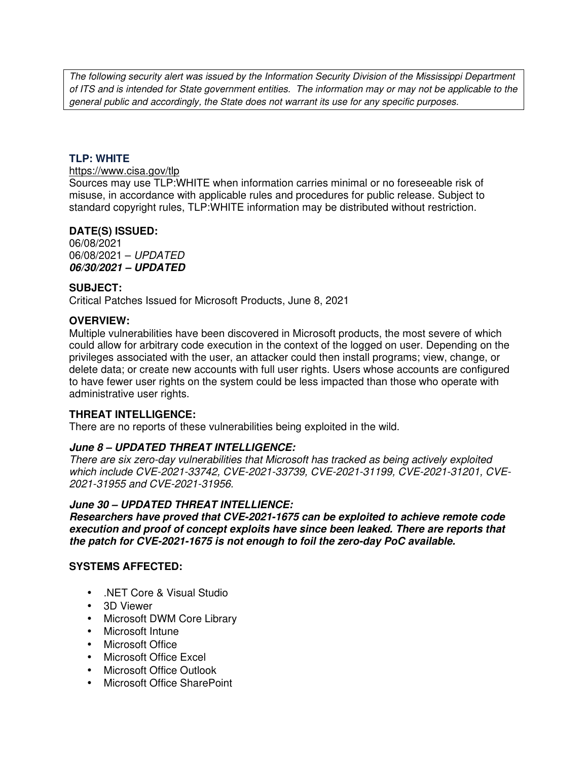*The following security alert was issued by the Information Security Division of the Mississippi Department of ITS and is intended for State government entities. The information may or may not be applicable to the general public and accordingly, the State does not warrant its use for any specific purposes.*

## TLP: WHITE

https://www.cisa.gov/tlp

Sources may use TLP:WHITE when information carries minimal or no foreseeable risk of misuse, in accordance with applicable rules and procedures for public release. Subject to standard copyright rules, TLP:WHITE information may be distributed without restriction.

### DATE(S) ISSUED:

06/08/2021
06/08/2021 – *UPDATED*
***06/30/2021 – UPDATED***

### SUBJECT:

Critical Patches Issued for Microsoft Products, June 8, 2021

### OVERVIEW:

Multiple vulnerabilities have been discovered in Microsoft products, the most severe of which could allow for arbitrary code execution in the context of the logged on user. Depending on the privileges associated with the user, an attacker could then install programs; view, change, or delete data; or create new accounts with full user rights. Users whose accounts are configured to have fewer user rights on the system could be less impacted than those who operate with administrative user rights.

### THREAT INTELLIGENCE:

There are no reports of these vulnerabilities being exploited in the wild.

### *June 8 – UPDATED THREAT INTELLIGENCE:*

*There are six zero-day vulnerabilities that Microsoft has tracked as being actively exploited which include CVE-2021-33742, CVE-2021-33739, CVE-2021-31199, CVE-2021-31201, CVE-2021-31955 and CVE-2021-31956.*

### *June 30 – UPDATED THREAT INTELLIENCE:*

***Researchers have proved that CVE-2021-1675 can be exploited to achieve remote code execution and proof of concept exploits have since been leaked. There are reports that the patch for CVE-2021-1675 is not enough to foil the zero-day PoC available.***

### SYSTEMS AFFECTED:

- .NET Core & Visual Studio
- 3D Viewer
- Microsoft DWM Core Library
- Microsoft Intune
- Microsoft Office
- Microsoft Office Excel
- Microsoft Office Outlook
- Microsoft Office SharePoint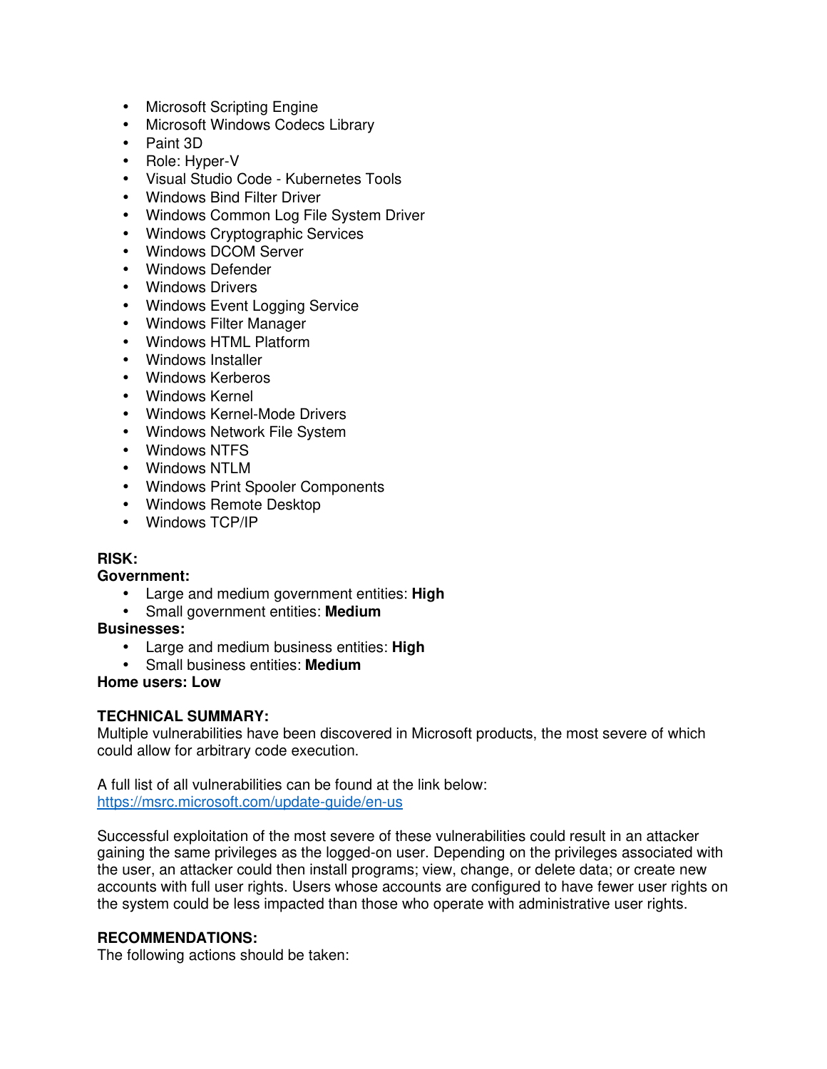- Microsoft Scripting Engine
- Microsoft Windows Codecs Library
- Paint 3D
- Role: Hyper-V
- Visual Studio Code - Kubernetes Tools
- Windows Bind Filter Driver
- Windows Common Log File System Driver
- Windows Cryptographic Services
- Windows DCOM Server
- Windows Defender
- Windows Drivers
- Windows Event Logging Service
- Windows Filter Manager
- Windows HTML Platform
- Windows Installer
- Windows Kerberos
- Windows Kernel
- Windows Kernel-Mode Drivers
- Windows Network File System
- Windows NTFS
- Windows NTLM
- Windows Print Spooler Components
- Windows Remote Desktop
- Windows TCP/IP

**RISK:**

**Government:**

- Large and medium government entities: **High**
- Small government entities: **Medium**

**Businesses:**

- Large and medium business entities: **High**
- Small business entities: **Medium**

**Home users: Low**

**TECHNICAL SUMMARY:**

Multiple vulnerabilities have been discovered in Microsoft products, the most severe of which could allow for arbitrary code execution.

A full list of all vulnerabilities can be found at the link below:
https://msrc.microsoft.com/update-guide/en-us

Successful exploitation of the most severe of these vulnerabilities could result in an attacker gaining the same privileges as the logged-on user. Depending on the privileges associated with the user, an attacker could then install programs; view, change, or delete data; or create new accounts with full user rights. Users whose accounts are configured to have fewer user rights on the system could be less impacted than those who operate with administrative user rights.

**RECOMMENDATIONS:**

The following actions should be taken: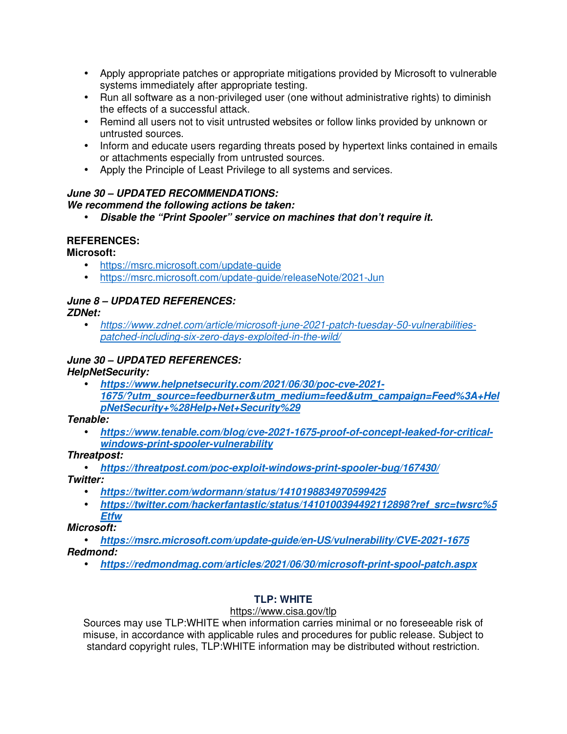- Apply appropriate patches or appropriate mitigations provided by Microsoft to vulnerable systems immediately after appropriate testing.
- Run all software as a non-privileged user (one without administrative rights) to diminish the effects of a successful attack.
- Remind all users not to visit untrusted websites or follow links provided by unknown or untrusted sources.
- Inform and educate users regarding threats posed by hypertext links contained in emails or attachments especially from untrusted sources.
- Apply the Principle of Least Privilege to all systems and services.

***June 30 – UPDATED RECOMMENDATIONS:***
***We recommend the following actions be taken:***

- ***Disable the "Print Spooler" service on machines that don't require it.***

**REFERENCES:**
**Microsoft:**

- https://msrc.microsoft.com/update-guide
- https://msrc.microsoft.com/update-guide/releaseNote/2021-Jun

***June 8 – UPDATED REFERENCES:***
***ZDNet:***

- *https://www.zdnet.com/article/microsoft-june-2021-patch-tuesday-50-vulnerabilities-patched-including-six-zero-days-exploited-in-the-wild/*

***June 30 – UPDATED REFERENCES:***
***HelpNetSecurity:***

- ***https://www.helpnetsecurity.com/2021/06/30/poc-cve-2021-1675/?utm_source=feedburner&utm_medium=feed&utm_campaign=Feed%3A+HelpNetSecurity+%28Help+Net+Security%29***

***Tenable:***

- ***https://www.tenable.com/blog/cve-2021-1675-proof-of-concept-leaked-for-critical-windows-print-spooler-vulnerability***

***Threatpost:***

- ***https://threatpost.com/poc-exploit-windows-print-spooler-bug/167430/***

***Twitter:***

- ***https://twitter.com/wdormann/status/1410198834970599425***
- ***https://twitter.com/hackerfantastic/status/1410100394492112898?ref_src=twsrc%5Etfw***

***Microsoft:***

- ***https://msrc.microsoft.com/update-guide/en-US/vulnerability/CVE-2021-1675***

***Redmond:***

- ***https://redmondmag.com/articles/2021/06/30/microsoft-print-spool-patch.aspx***

**TLP: WHITE**

https://www.cisa.gov/tlp

Sources may use TLP:WHITE when information carries minimal or no foreseeable risk of misuse, in accordance with applicable rules and procedures for public release. Subject to standard copyright rules, TLP:WHITE information may be distributed without restriction.